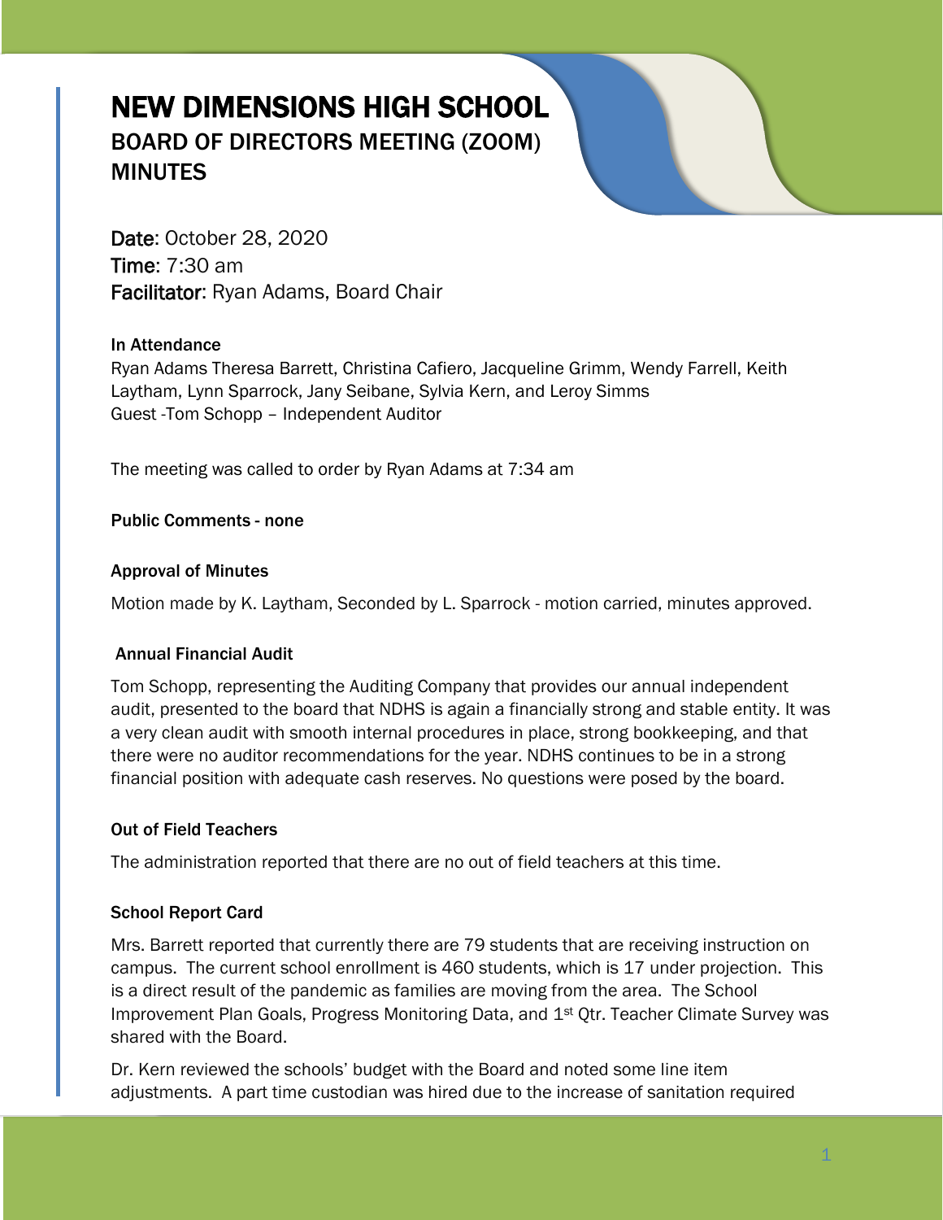# NEW DIMENSIONS HIGH SCHOOL

## BOARD OF DIRECTORS MEETING (ZOOM) MINUTES

**Date**: October 28, 2020
**Time**: 7:30 am
**Facilitator**: Ryan Adams, Board Chair

**In Attendance**

Ryan Adams Theresa Barrett, Christina Cafiero, Jacqueline Grimm, Wendy Farrell, Keith Laytham, Lynn Sparrock, Jany Seibane, Sylvia Kern, and Leroy Simms
Guest -Tom Schopp – Independent Auditor

The meeting was called to order by Ryan Adams at 7:34 am

**Public Comments - none**

**Approval of Minutes**

Motion made by K. Laytham, Seconded by L. Sparrock - motion carried, minutes approved.

**Annual Financial Audit**

Tom Schopp, representing the Auditing Company that provides our annual independent audit, presented to the board that NDHS is again a financially strong and stable entity. It was a very clean audit with smooth internal procedures in place, strong bookkeeping, and that there were no auditor recommendations for the year. NDHS continues to be in a strong financial position with adequate cash reserves. No questions were posed by the board.

**Out of Field Teachers**

The administration reported that there are no out of field teachers at this time.

**School Report Card**

Mrs. Barrett reported that currently there are 79 students that are receiving instruction on campus. The current school enrollment is 460 students, which is 17 under projection. This is a direct result of the pandemic as families are moving from the area. The School Improvement Plan Goals, Progress Monitoring Data, and 1st Qtr. Teacher Climate Survey was shared with the Board.

Dr. Kern reviewed the schools' budget with the Board and noted some line item adjustments. A part time custodian was hired due to the increase of sanitation required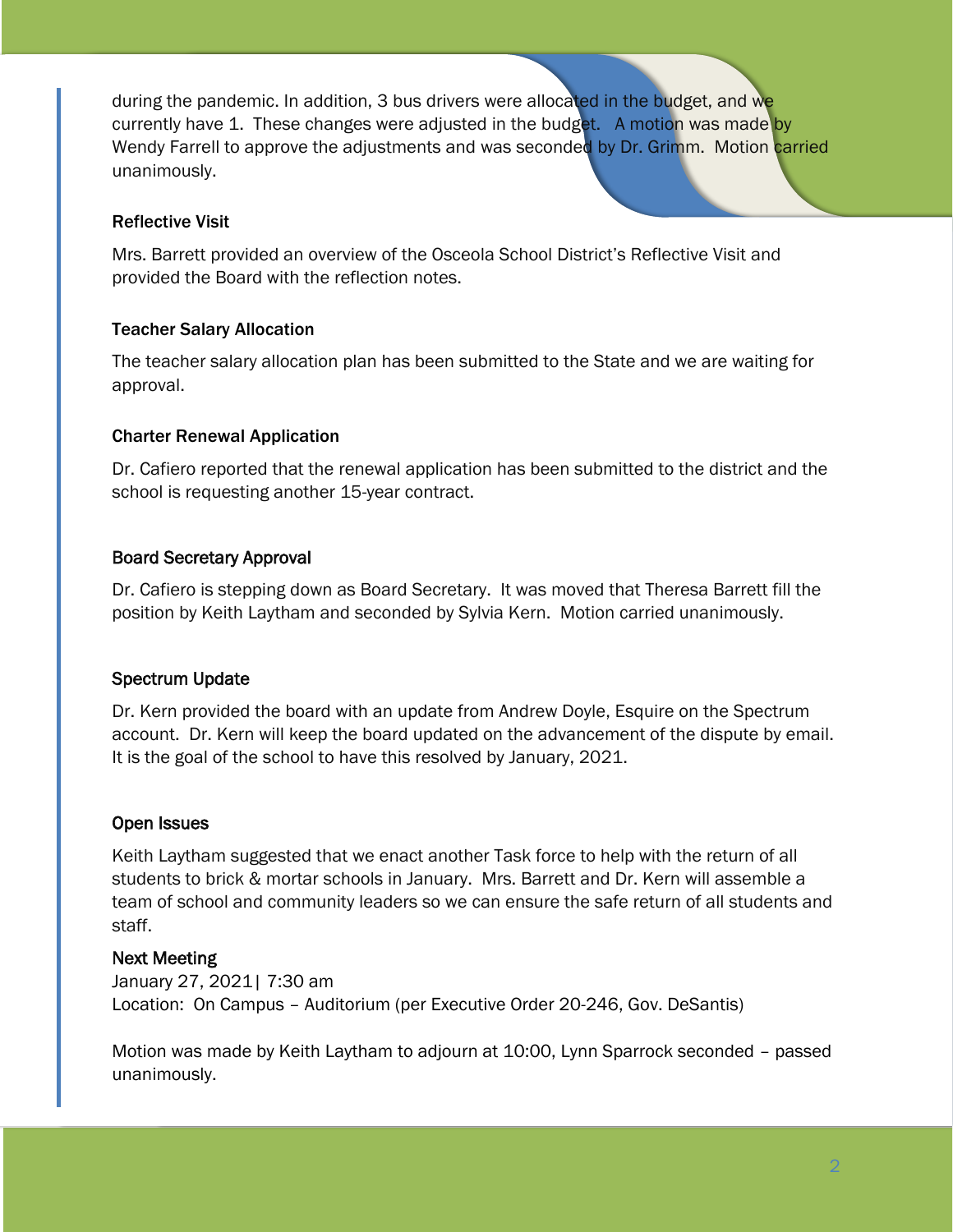during the pandemic. In addition, 3 bus drivers were allocated in the budget, and we currently have 1. These changes were adjusted in the budget. A motion was made by Wendy Farrell to approve the adjustments and was seconded by Dr. Grimm. Motion carried unanimously.

### Reflective Visit

Mrs. Barrett provided an overview of the Osceola School District's Reflective Visit and provided the Board with the reflection notes.

### Teacher Salary Allocation

The teacher salary allocation plan has been submitted to the State and we are waiting for approval.

### Charter Renewal Application

Dr. Cafiero reported that the renewal application has been submitted to the district and the school is requesting another 15-year contract.

### Board Secretary Approval

Dr. Cafiero is stepping down as Board Secretary. It was moved that Theresa Barrett fill the position by Keith Laytham and seconded by Sylvia Kern. Motion carried unanimously.

### Spectrum Update

Dr. Kern provided the board with an update from Andrew Doyle, Esquire on the Spectrum account. Dr. Kern will keep the board updated on the advancement of the dispute by email. It is the goal of the school to have this resolved by January, 2021.

### Open Issues

Keith Laytham suggested that we enact another Task force to help with the return of all students to brick & mortar schools in January. Mrs. Barrett and Dr. Kern will assemble a team of school and community leaders so we can ensure the safe return of all students and staff.

### Next Meeting

January 27, 2021| 7:30 am
Location: On Campus – Auditorium (per Executive Order 20-246, Gov. DeSantis)

Motion was made by Keith Laytham to adjourn at 10:00, Lynn Sparrock seconded – passed unanimously.